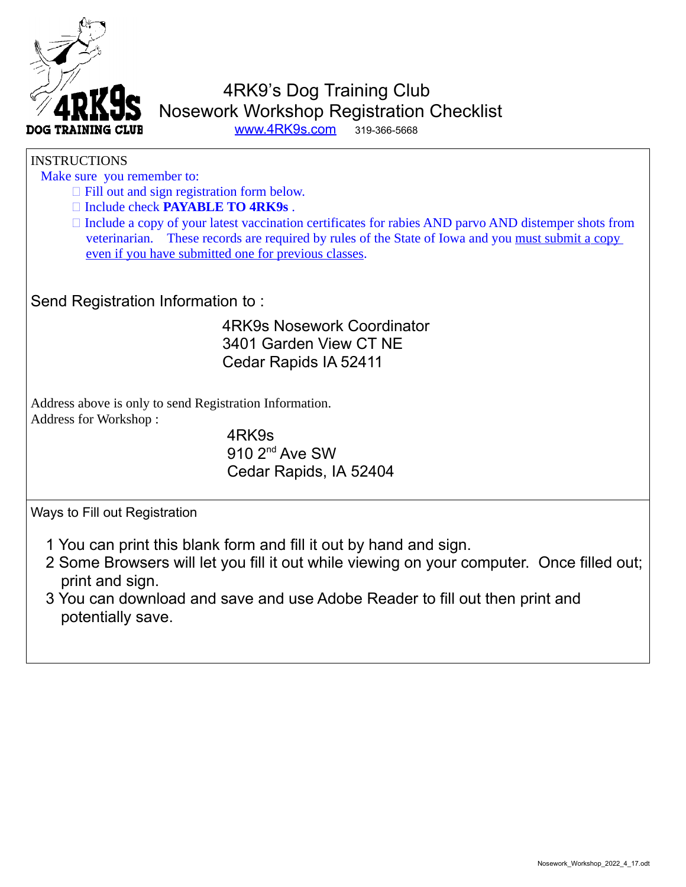# 4RK9's Dog Training Club
## Nosework Workshop Registration Checklist

www.4RK9s.com 319-366-5668

INSTRUCTIONS

Make sure you remember to:

- ☐ Fill out and sign registration form below.
- ☐ Include check **PAYABLE TO 4RK9s** .
- ☐ Include a copy of your latest vaccination certificates for rabies AND parvo AND distemper shots from veterinarian. These records are required by rules of the State of Iowa and you must submit a copy even if you have submitted one for previous classes.

Send Registration Information to :

4RK9s Nosework Coordinator
3401 Garden View CT NE
Cedar Rapids IA 52411

Address above is only to send Registration Information.
Address for Workshop :

4RK9s
910 2nd Ave SW
Cedar Rapids, IA 52404

Ways to Fill out Registration

1. You can print this blank form and fill it out by hand and sign.
2. Some Browsers will let you fill it out while viewing on your computer. Once filled out; print and sign.
3. You can download and save and use Adobe Reader to fill out then print and potentially save.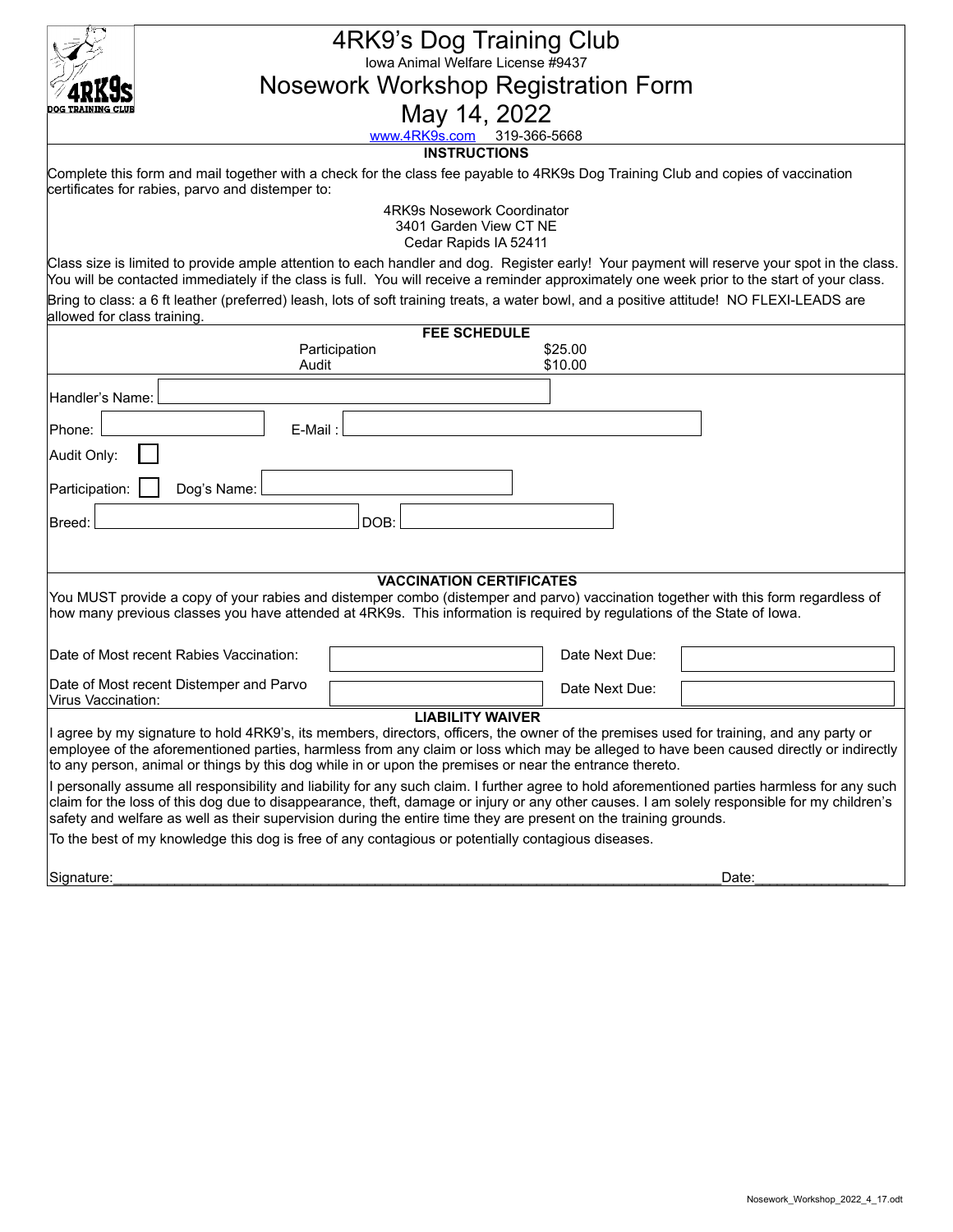# 4RK9's Dog Training Club

Iowa Animal Welfare License #9437

## Nosework Workshop Registration Form

## May 14, 2022

www.4RK9s.com 319-366-5668

### INSTRUCTIONS

Complete this form and mail together with a check for the class fee payable to 4RK9s Dog Training Club and copies of vaccination certificates for rabies, parvo and distemper to:

4RK9s Nosework Coordinator
3401 Garden View CT NE
Cedar Rapids IA 52411

Class size is limited to provide ample attention to each handler and dog. Register early! Your payment will reserve your spot in the class. You will be contacted immediately if the class is full. You will receive a reminder approximately one week prior to the start of your class.

Bring to class: a 6 ft leather (preferred) leash, lots of soft training treats, a water bowl, and a positive attitude! NO FLEXI-LEADS are allowed for class training.

### FEE SCHEDULE

| | |
|---|---|
| Participation | $25.00 |
| Audit | $10.00 |

Handler's Name: ____________________

Phone: ____________ E-Mail : ____________________

Audit Only: ☐

Participation: ☐ Dog's Name: ____________________

Breed: ____________________ DOB: ____________

### VACCINATION CERTIFICATES

You MUST provide a copy of your rabies and distemper combo (distemper and parvo) vaccination together with this form regardless of how many previous classes you have attended at 4RK9s. This information is required by regulations of the State of Iowa.

| | | | |
|---|---|---|---|
| Date of Most recent Rabies Vaccination: | | Date Next Due: | |
| Date of Most recent Distemper and Parvo Virus Vaccination: | | Date Next Due: | |

### LIABILITY WAIVER

I agree by my signature to hold 4RK9's, its members, directors, officers, the owner of the premises used for training, and any party or employee of the aforementioned parties, harmless from any claim or loss which may be alleged to have been caused directly or indirectly to any person, animal or things by this dog while in or upon the premises or near the entrance thereto.

I personally assume all responsibility and liability for any such claim. I further agree to hold aforementioned parties harmless for any such claim for the loss of this dog due to disappearance, theft, damage or injury or any other causes. I am solely responsible for my children's safety and welfare as well as their supervision during the entire time they are present on the training grounds.

To the best of my knowledge this dog is free of any contagious or potentially contagious diseases.

Signature:______________________________________________________________________________Date:_________________

Nosework_Workshop_2022_4_17.odt